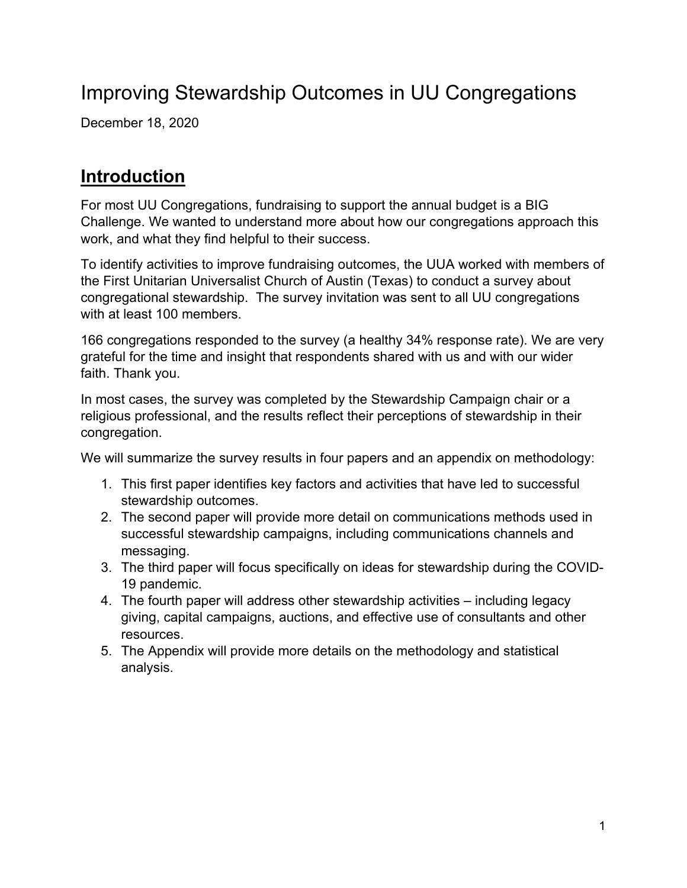# Improving Stewardship Outcomes in UU Congregations

December 18, 2020

## Introduction

For most UU Congregations, fundraising to support the annual budget is a BIG Challenge. We wanted to understand more about how our congregations approach this work, and what they find helpful to their success.

To identify activities to improve fundraising outcomes, the UUA worked with members of the First Unitarian Universalist Church of Austin (Texas) to conduct a survey about congregational stewardship. The survey invitation was sent to all UU congregations with at least 100 members.

166 congregations responded to the survey (a healthy 34% response rate). We are very grateful for the time and insight that respondents shared with us and with our wider faith. Thank you.

In most cases, the survey was completed by the Stewardship Campaign chair or a religious professional, and the results reflect their perceptions of stewardship in their congregation.

We will summarize the survey results in four papers and an appendix on methodology:

1. This first paper identifies key factors and activities that have led to successful stewardship outcomes.
2. The second paper will provide more detail on communications methods used in successful stewardship campaigns, including communications channels and messaging.
3. The third paper will focus specifically on ideas for stewardship during the COVID-19 pandemic.
4. The fourth paper will address other stewardship activities – including legacy giving, capital campaigns, auctions, and effective use of consultants and other resources.
5. The Appendix will provide more details on the methodology and statistical analysis.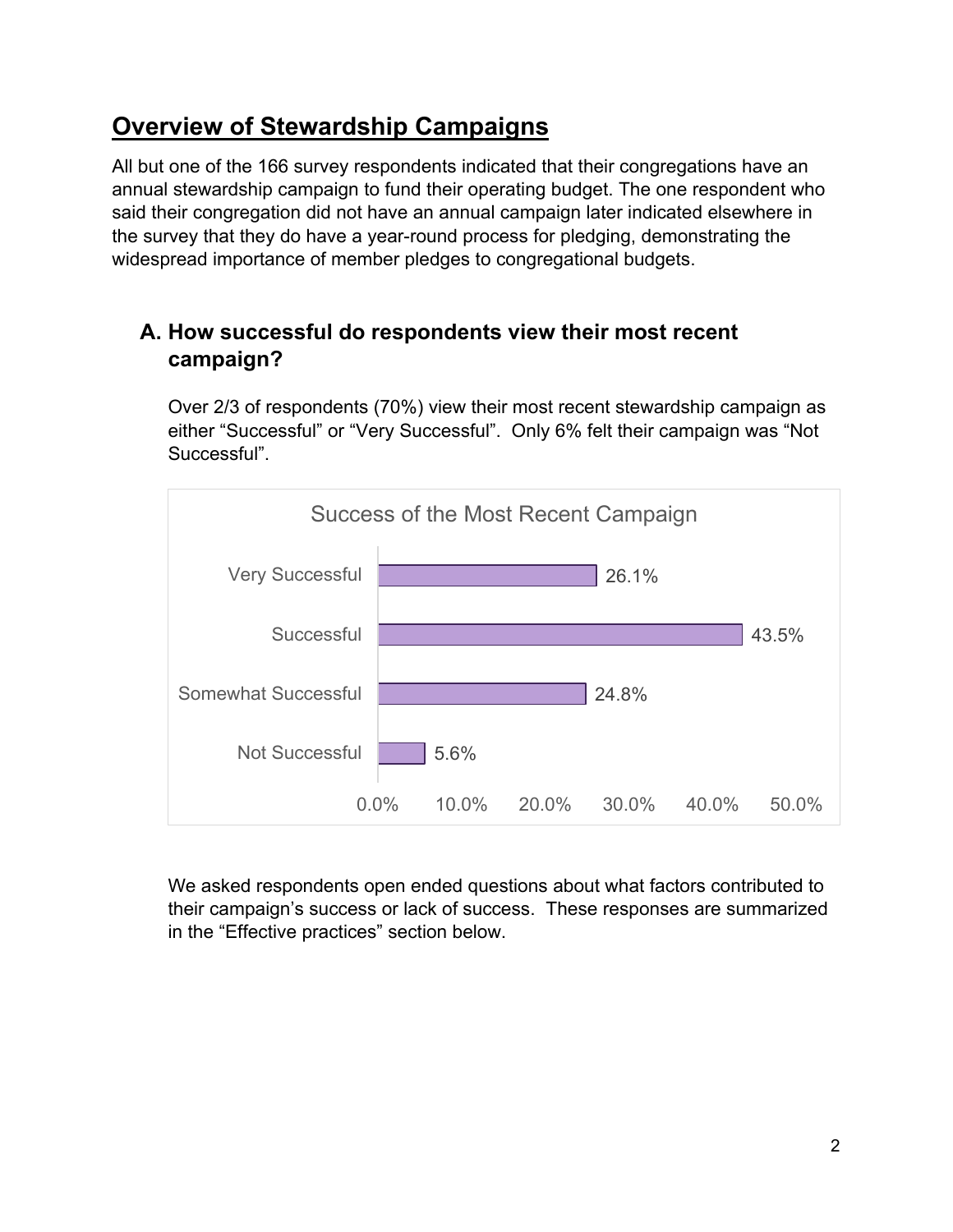## Overview of Stewardship Campaigns

All but one of the 166 survey respondents indicated that their congregations have an annual stewardship campaign to fund their operating budget. The one respondent who said their congregation did not have an annual campaign later indicated elsewhere in the survey that they do have a year-round process for pledging, demonstrating the widespread importance of member pledges to congregational budgets.

### A. How successful do respondents view their most recent campaign?

Over 2/3 of respondents (70%) view their most recent stewardship campaign as either "Successful" or "Very Successful". Only 6% felt their campaign was "Not Successful".

**Success of the Most Recent Campaign**

| Response | Percentage |
| --- | --- |
| Very Successful | 26.1% |
| Successful | 43.5% |
| Somewhat Successful | 24.8% |
| Not Successful | 5.6% |

We asked respondents open ended questions about what factors contributed to their campaign's success or lack of success. These responses are summarized in the "Effective practices" section below.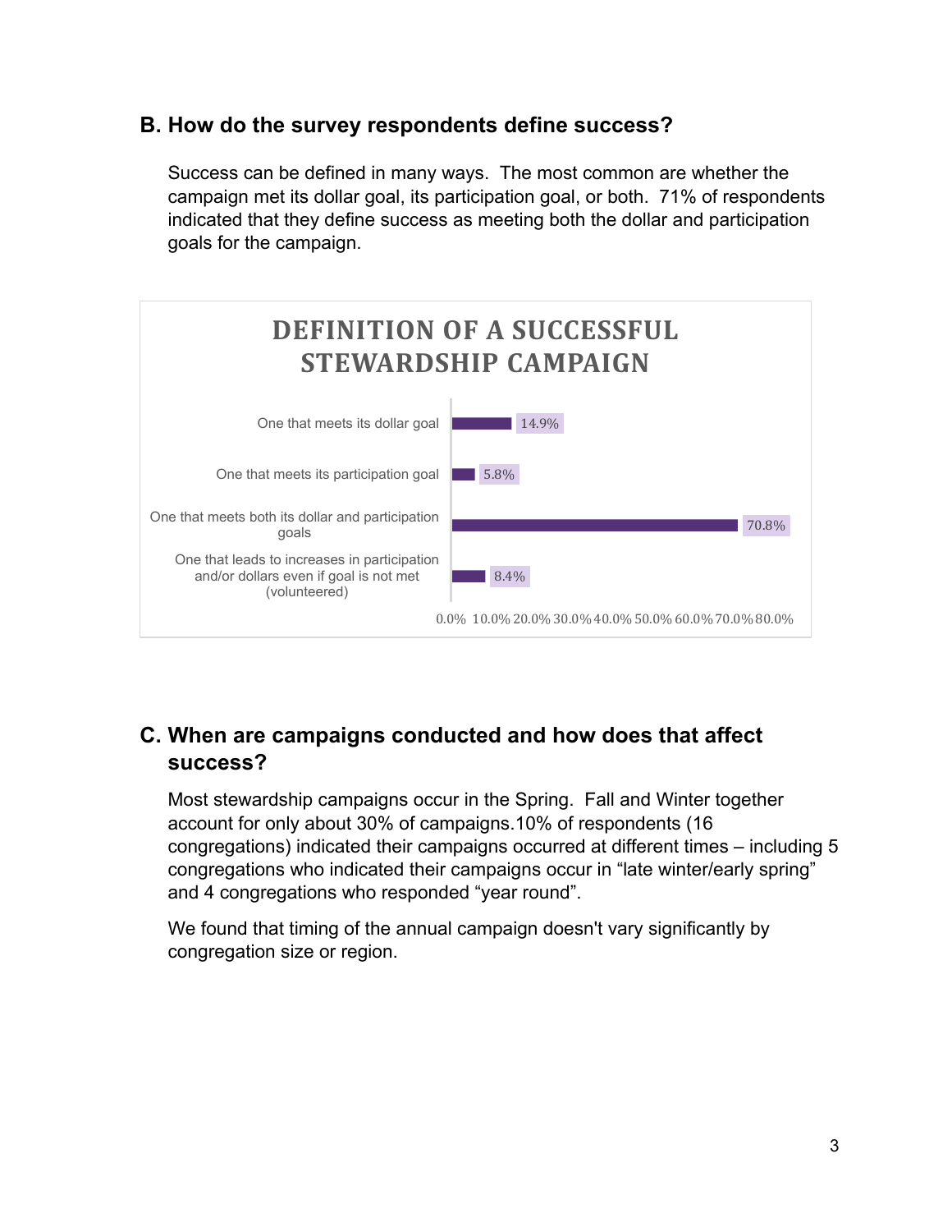## B. How do the survey respondents define success?

Success can be defined in many ways. The most common are whether the campaign met its dollar goal, its participation goal, or both. 71% of respondents indicated that they define success as meeting both the dollar and participation goals for the campaign.

**DEFINITION OF A SUCCESSFUL STEWARDSHIP CAMPAIGN**

| Definition | Percent |
|---|---|
| One that meets its dollar goal | 14.9% |
| One that meets its participation goal | 5.8% |
| One that meets both its dollar and participation goals | 70.8% |
| One that leads to increases in participation and/or dollars even if goal is not met (volunteered) | 8.4% |

## C. When are campaigns conducted and how does that affect success?

Most stewardship campaigns occur in the Spring. Fall and Winter together account for only about 30% of campaigns.10% of respondents (16 congregations) indicated their campaigns occurred at different times – including 5 congregations who indicated their campaigns occur in "late winter/early spring" and 4 congregations who responded "year round".

We found that timing of the annual campaign doesn't vary significantly by congregation size or region.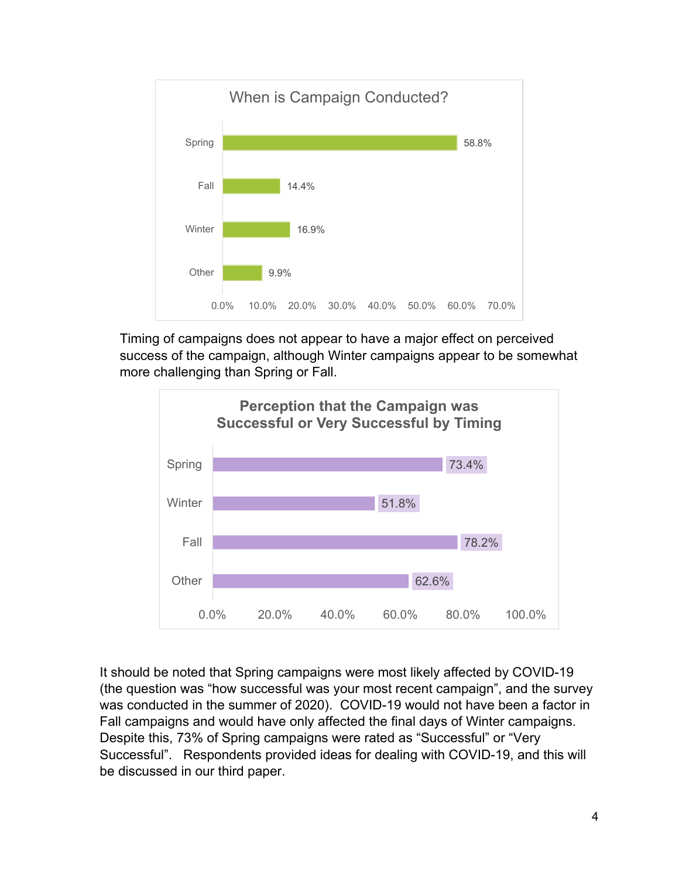**When is Campaign Conducted?**

| Timing | Percent |
| --- | --- |
| Spring | 58.8% |
| Fall | 14.4% |
| Winter | 16.9% |
| Other | 9.9% |

Timing of campaigns does not appear to have a major effect on perceived success of the campaign, although Winter campaigns appear to be somewhat more challenging than Spring or Fall.

**Perception that the Campaign was Successful or Very Successful by Timing**

| Timing | Percent |
| --- | --- |
| Spring | 73.4% |
| Winter | 51.8% |
| Fall | 78.2% |
| Other | 62.6% |

It should be noted that Spring campaigns were most likely affected by COVID-19 (the question was "how successful was your most recent campaign", and the survey was conducted in the summer of 2020). COVID-19 would not have been a factor in Fall campaigns and would have only affected the final days of Winter campaigns. Despite this, 73% of Spring campaigns were rated as "Successful" or "Very Successful". Respondents provided ideas for dealing with COVID-19, and this will be discussed in our third paper.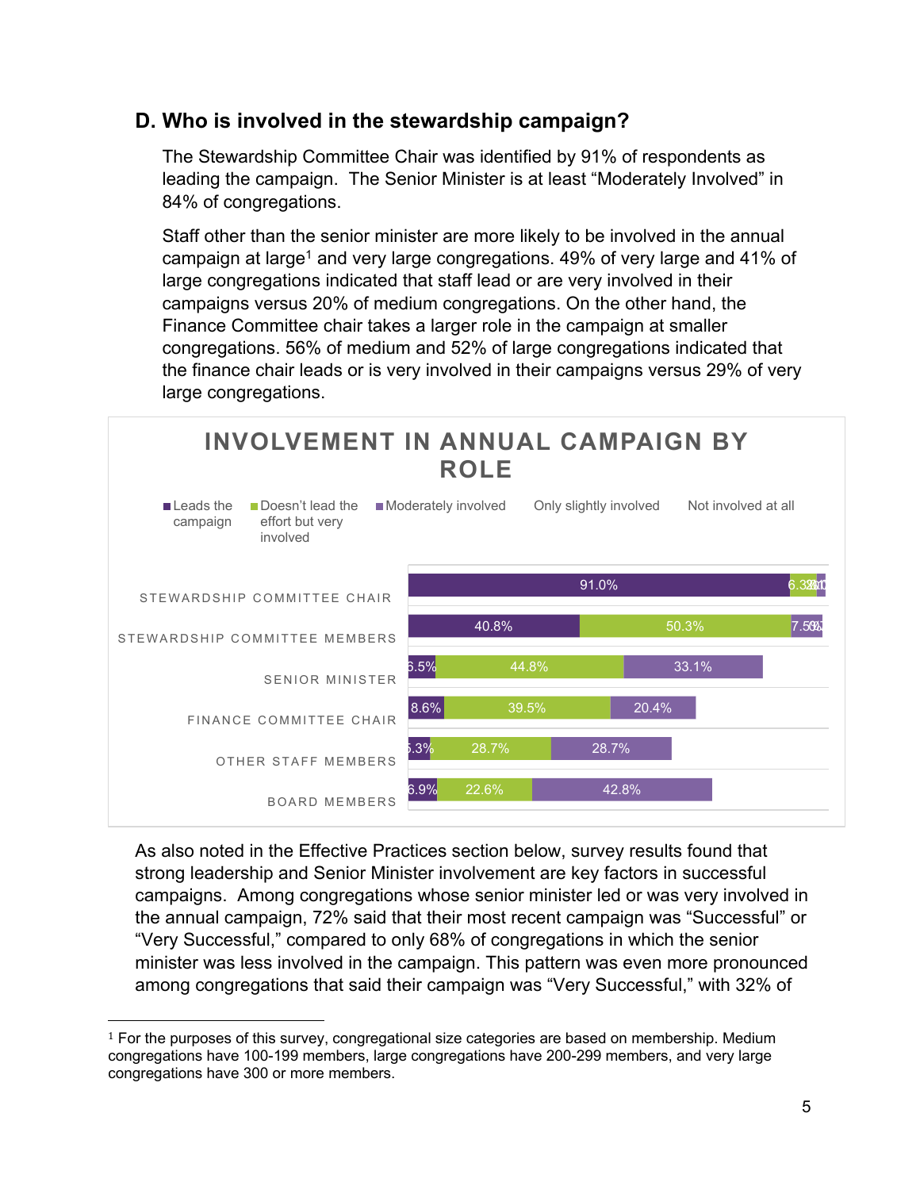## D. Who is involved in the stewardship campaign?

The Stewardship Committee Chair was identified by 91% of respondents as leading the campaign. The Senior Minister is at least "Moderately Involved" in 84% of congregations.

Staff other than the senior minister are more likely to be involved in the annual campaign at large[1] and very large congregations. 49% of very large and 41% of large congregations indicated that staff lead or are very involved in their campaigns versus 20% of medium congregations. On the other hand, the Finance Committee chair takes a larger role in the campaign at smaller congregations. 56% of medium and 52% of large congregations indicated that the finance chair leads or is very involved in their campaigns versus 29% of very large congregations.

**INVOLVEMENT IN ANNUAL CAMPAIGN BY ROLE**

| Role | Leads the campaign | Doesn't lead the effort but very involved | Moderately involved |
|---|---|---|---|
| Stewardship Committee Chair | 91.0% | 6.3% | |
| Stewardship Committee Members | 40.8% | 50.3% | 7.5% |
| Senior Minister | 6.5% | 44.8% | 33.1% |
| Finance Committee Chair | 8.6% | 39.5% | 20.4% |
| Other Staff Members | 5.3% | 28.7% | 28.7% |
| Board Members | 6.9% | 22.6% | 42.8% |

As also noted in the Effective Practices section below, survey results found that strong leadership and Senior Minister involvement are key factors in successful campaigns. Among congregations whose senior minister led or was very involved in the annual campaign, 72% said that their most recent campaign was "Successful" or "Very Successful," compared to only 68% of congregations in which the senior minister was less involved in the campaign. This pattern was even more pronounced among congregations that said their campaign was "Very Successful," with 32% of

[1] For the purposes of this survey, congregational size categories are based on membership. Medium congregations have 100-199 members, large congregations have 200-299 members, and very large congregations have 300 or more members.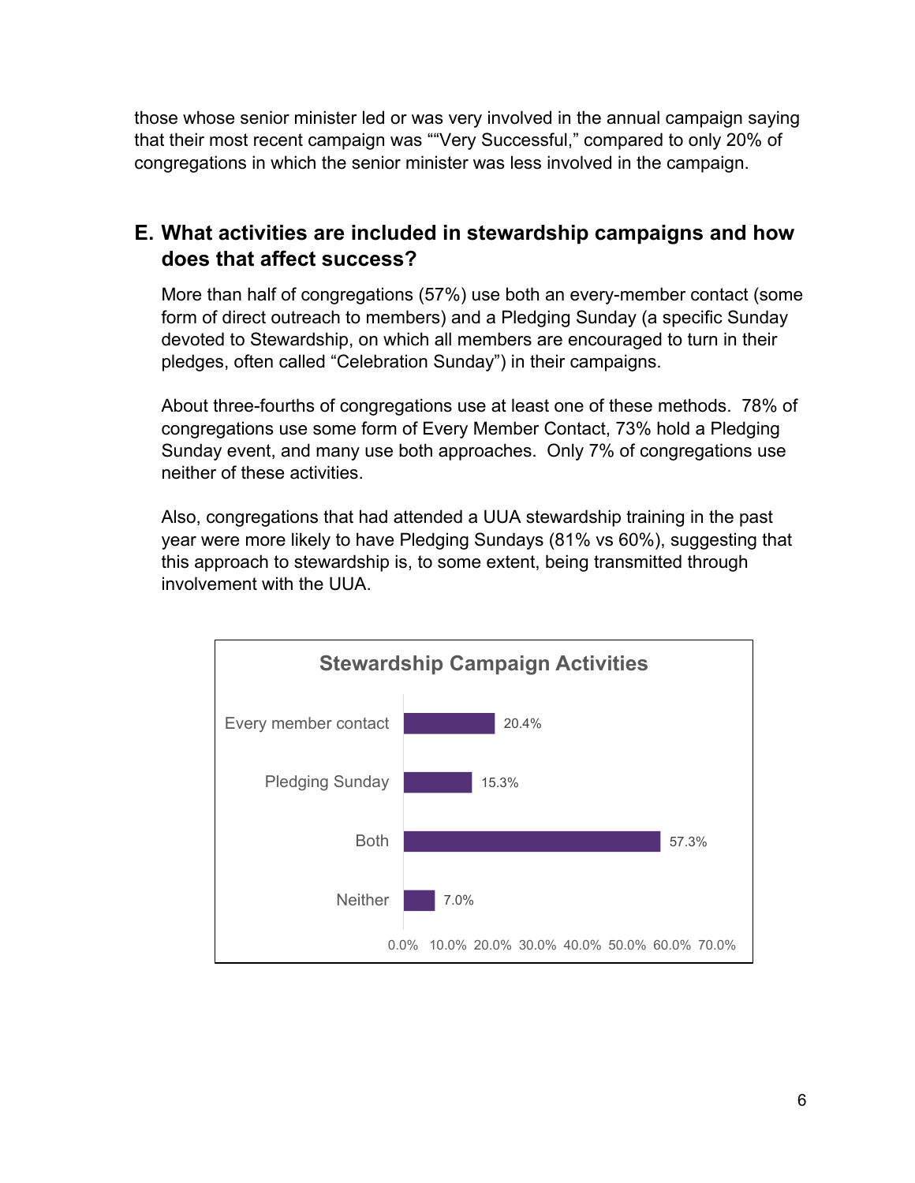those whose senior minister led or was very involved in the annual campaign saying that their most recent campaign was ""Very Successful," compared to only 20% of congregations in which the senior minister was less involved in the campaign.

## E. What activities are included in stewardship campaigns and how does that affect success?

More than half of congregations (57%) use both an every-member contact (some form of direct outreach to members) and a Pledging Sunday (a specific Sunday devoted to Stewardship, on which all members are encouraged to turn in their pledges, often called "Celebration Sunday") in their campaigns.

About three-fourths of congregations use at least one of these methods. 78% of congregations use some form of Every Member Contact, 73% hold a Pledging Sunday event, and many use both approaches. Only 7% of congregations use neither of these activities.

Also, congregations that had attended a UUA stewardship training in the past year were more likely to have Pledging Sundays (81% vs 60%), suggesting that this approach to stewardship is, to some extent, being transmitted through involvement with the UUA.

**Stewardship Campaign Activities**

| Activity | Percent |
|---|---|
| Every member contact | 20.4% |
| Pledging Sunday | 15.3% |
| Both | 57.3% |
| Neither | 7.0% |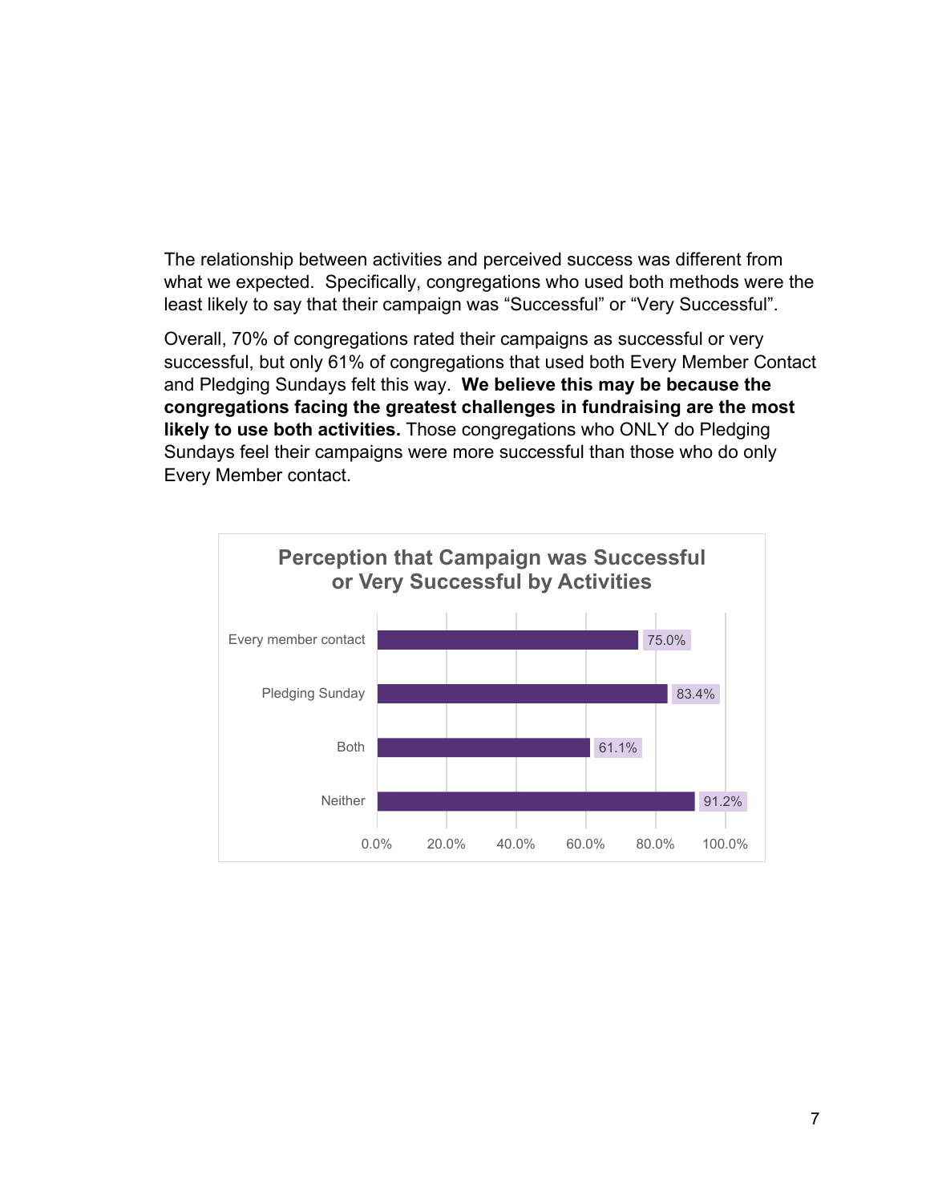The relationship between activities and perceived success was different from what we expected. Specifically, congregations who used both methods were the least likely to say that their campaign was “Successful” or “Very Successful”.

Overall, 70% of congregations rated their campaigns as successful or very successful, but only 61% of congregations that used both Every Member Contact and Pledging Sundays felt this way. **We believe this may be because the congregations facing the greatest challenges in fundraising are the most likely to use both activities.** Those congregations who ONLY do Pledging Sundays feel their campaigns were more successful than those who do only Every Member contact.

**Perception that Campaign was Successful or Very Successful by Activities**

| Activity | Percentage |
| --- | --- |
| Every member contact | 75.0% |
| Pledging Sunday | 83.4% |
| Both | 61.1% |
| Neither | 91.2% |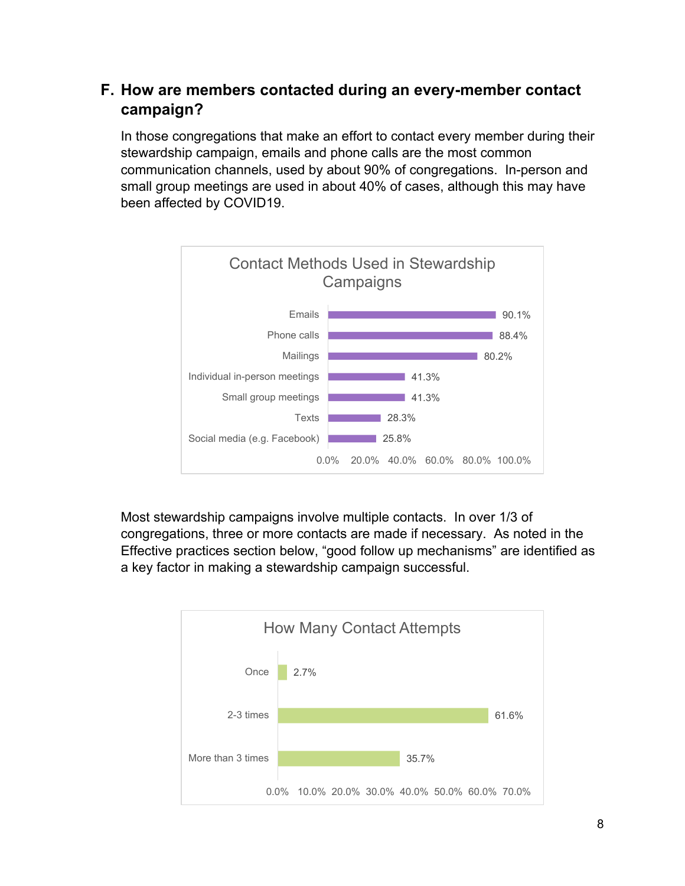## F. How are members contacted during an every-member contact campaign?

In those congregations that make an effort to contact every member during their stewardship campaign, emails and phone calls are the most common communication channels, used by about 90% of congregations. In-person and small group meetings are used in about 40% of cases, although this may have been affected by COVID19.

**Contact Methods Used in Stewardship Campaigns**

| Contact Method | Percentage |
| --- | --- |
| Emails | 90.1% |
| Phone calls | 88.4% |
| Mailings | 80.2% |
| Individual in-person meetings | 41.3% |
| Small group meetings | 41.3% |
| Texts | 28.3% |
| Social media (e.g. Facebook) | 25.8% |

Most stewardship campaigns involve multiple contacts. In over 1/3 of congregations, three or more contacts are made if necessary. As noted in the Effective practices section below, "good follow up mechanisms" are identified as a key factor in making a stewardship campaign successful.

**How Many Contact Attempts**

| Contact Attempts | Percentage |
| --- | --- |
| Once | 2.7% |
| 2-3 times | 61.6% |
| More than 3 times | 35.7% |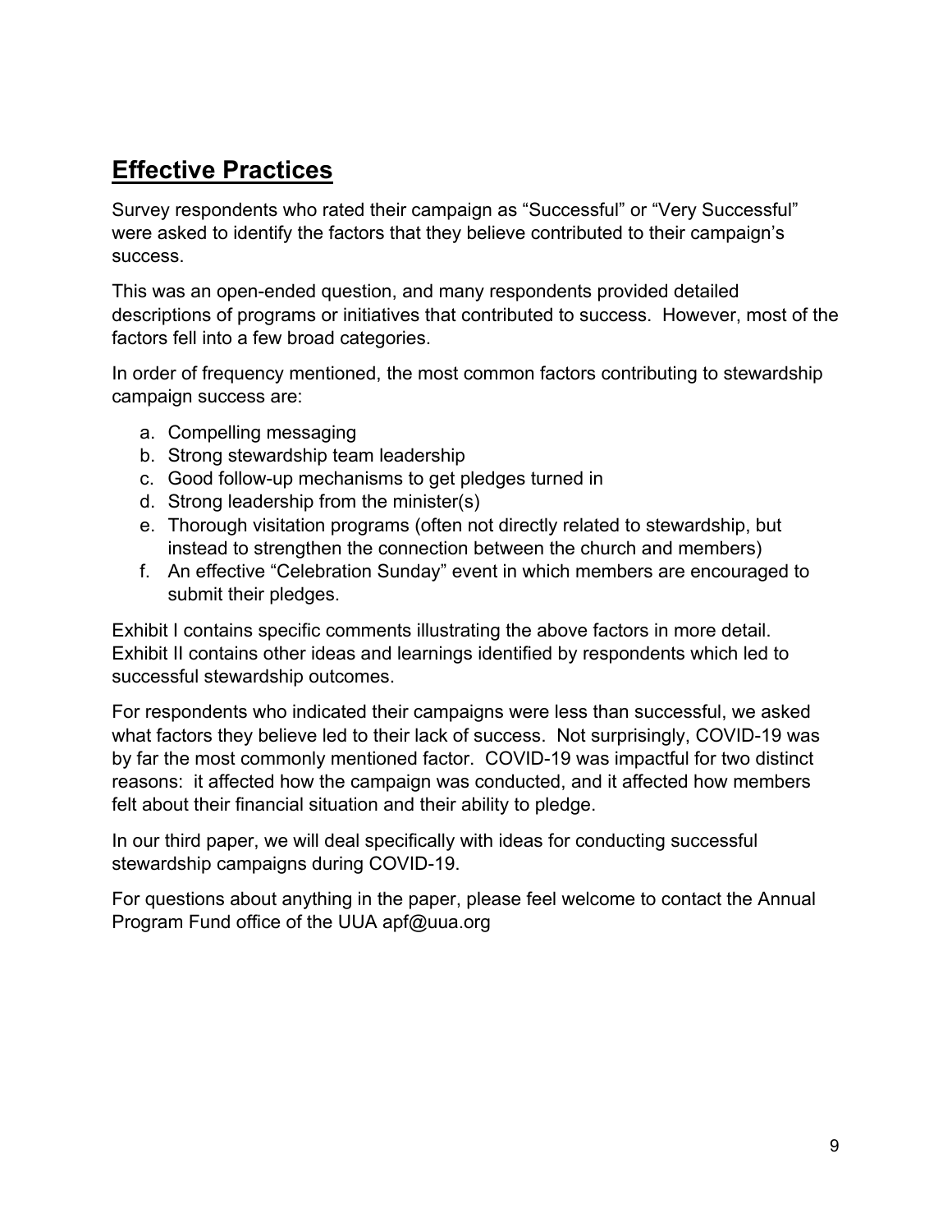## Effective Practices

Survey respondents who rated their campaign as “Successful” or “Very Successful” were asked to identify the factors that they believe contributed to their campaign’s success.

This was an open-ended question, and many respondents provided detailed descriptions of programs or initiatives that contributed to success. However, most of the factors fell into a few broad categories.

In order of frequency mentioned, the most common factors contributing to stewardship campaign success are:

a. Compelling messaging
b. Strong stewardship team leadership
c. Good follow-up mechanisms to get pledges turned in
d. Strong leadership from the minister(s)
e. Thorough visitation programs (often not directly related to stewardship, but instead to strengthen the connection between the church and members)
f. An effective “Celebration Sunday” event in which members are encouraged to submit their pledges.

Exhibit I contains specific comments illustrating the above factors in more detail. Exhibit II contains other ideas and learnings identified by respondents which led to successful stewardship outcomes.

For respondents who indicated their campaigns were less than successful, we asked what factors they believe led to their lack of success. Not surprisingly, COVID-19 was by far the most commonly mentioned factor. COVID-19 was impactful for two distinct reasons: it affected how the campaign was conducted, and it affected how members felt about their financial situation and their ability to pledge.

In our third paper, we will deal specifically with ideas for conducting successful stewardship campaigns during COVID-19.

For questions about anything in the paper, please feel welcome to contact the Annual Program Fund office of the UUA apf@uua.org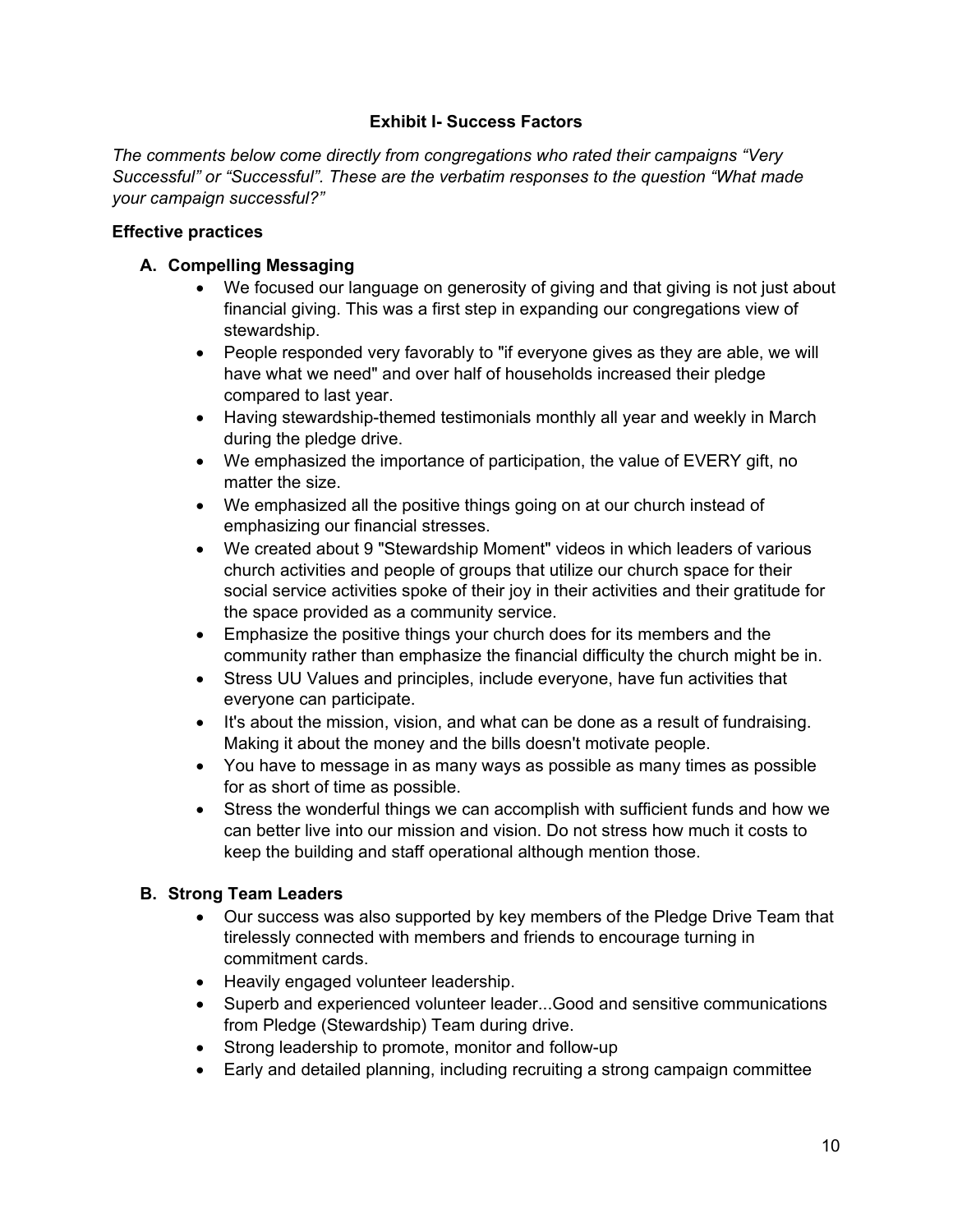## Exhibit I- Success Factors

*The comments below come directly from congregations who rated their campaigns "Very Successful" or "Successful". These are the verbatim responses to the question "What made your campaign successful?"*

**Effective practices**

### A. Compelling Messaging

- We focused our language on generosity of giving and that giving is not just about financial giving. This was a first step in expanding our congregations view of stewardship.
- People responded very favorably to "if everyone gives as they are able, we will have what we need" and over half of households increased their pledge compared to last year.
- Having stewardship-themed testimonials monthly all year and weekly in March during the pledge drive.
- We emphasized the importance of participation, the value of EVERY gift, no matter the size.
- We emphasized all the positive things going on at our church instead of emphasizing our financial stresses.
- We created about 9 "Stewardship Moment" videos in which leaders of various church activities and people of groups that utilize our church space for their social service activities spoke of their joy in their activities and their gratitude for the space provided as a community service.
- Emphasize the positive things your church does for its members and the community rather than emphasize the financial difficulty the church might be in.
- Stress UU Values and principles, include everyone, have fun activities that everyone can participate.
- It's about the mission, vision, and what can be done as a result of fundraising. Making it about the money and the bills doesn't motivate people.
- You have to message in as many ways as possible as many times as possible for as short of time as possible.
- Stress the wonderful things we can accomplish with sufficient funds and how we can better live into our mission and vision. Do not stress how much it costs to keep the building and staff operational although mention those.

### B. Strong Team Leaders

- Our success was also supported by key members of the Pledge Drive Team that tirelessly connected with members and friends to encourage turning in commitment cards.
- Heavily engaged volunteer leadership.
- Superb and experienced volunteer leader...Good and sensitive communications from Pledge (Stewardship) Team during drive.
- Strong leadership to promote, monitor and follow-up
- Early and detailed planning, including recruiting a strong campaign committee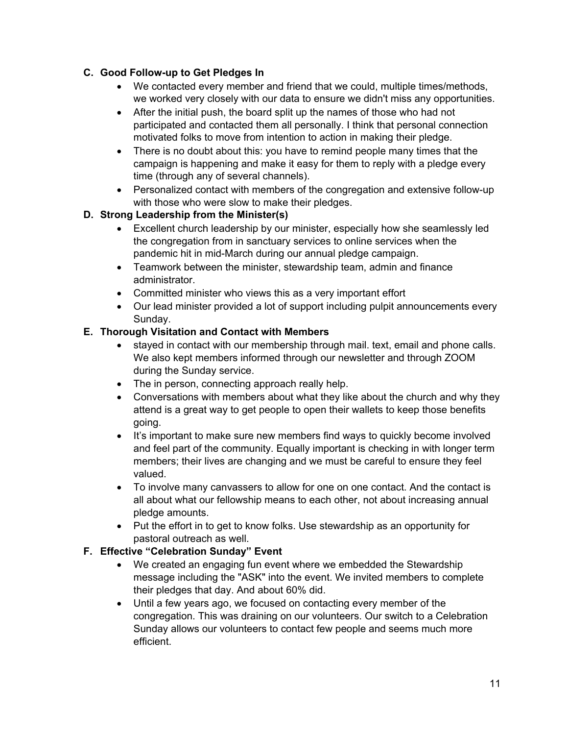### C. Good Follow-up to Get Pledges In

- We contacted every member and friend that we could, multiple times/methods, we worked very closely with our data to ensure we didn't miss any opportunities.
- After the initial push, the board split up the names of those who had not participated and contacted them all personally. I think that personal connection motivated folks to move from intention to action in making their pledge.
- There is no doubt about this: you have to remind people many times that the campaign is happening and make it easy for them to reply with a pledge every time (through any of several channels).
- Personalized contact with members of the congregation and extensive follow-up with those who were slow to make their pledges.

### D. Strong Leadership from the Minister(s)

- Excellent church leadership by our minister, especially how she seamlessly led the congregation from in sanctuary services to online services when the pandemic hit in mid-March during our annual pledge campaign.
- Teamwork between the minister, stewardship team, admin and finance administrator.
- Committed minister who views this as a very important effort
- Our lead minister provided a lot of support including pulpit announcements every Sunday.

### E. Thorough Visitation and Contact with Members

- stayed in contact with our membership through mail. text, email and phone calls. We also kept members informed through our newsletter and through ZOOM during the Sunday service.
- The in person, connecting approach really help.
- Conversations with members about what they like about the church and why they attend is a great way to get people to open their wallets to keep those benefits going.
- It's important to make sure new members find ways to quickly become involved and feel part of the community. Equally important is checking in with longer term members; their lives are changing and we must be careful to ensure they feel valued.
- To involve many canvassers to allow for one on one contact. And the contact is all about what our fellowship means to each other, not about increasing annual pledge amounts.
- Put the effort in to get to know folks. Use stewardship as an opportunity for pastoral outreach as well.

### F. Effective "Celebration Sunday" Event

- We created an engaging fun event where we embedded the Stewardship message including the "ASK" into the event. We invited members to complete their pledges that day. And about 60% did.
- Until a few years ago, we focused on contacting every member of the congregation. This was draining on our volunteers. Our switch to a Celebration Sunday allows our volunteers to contact few people and seems much more efficient.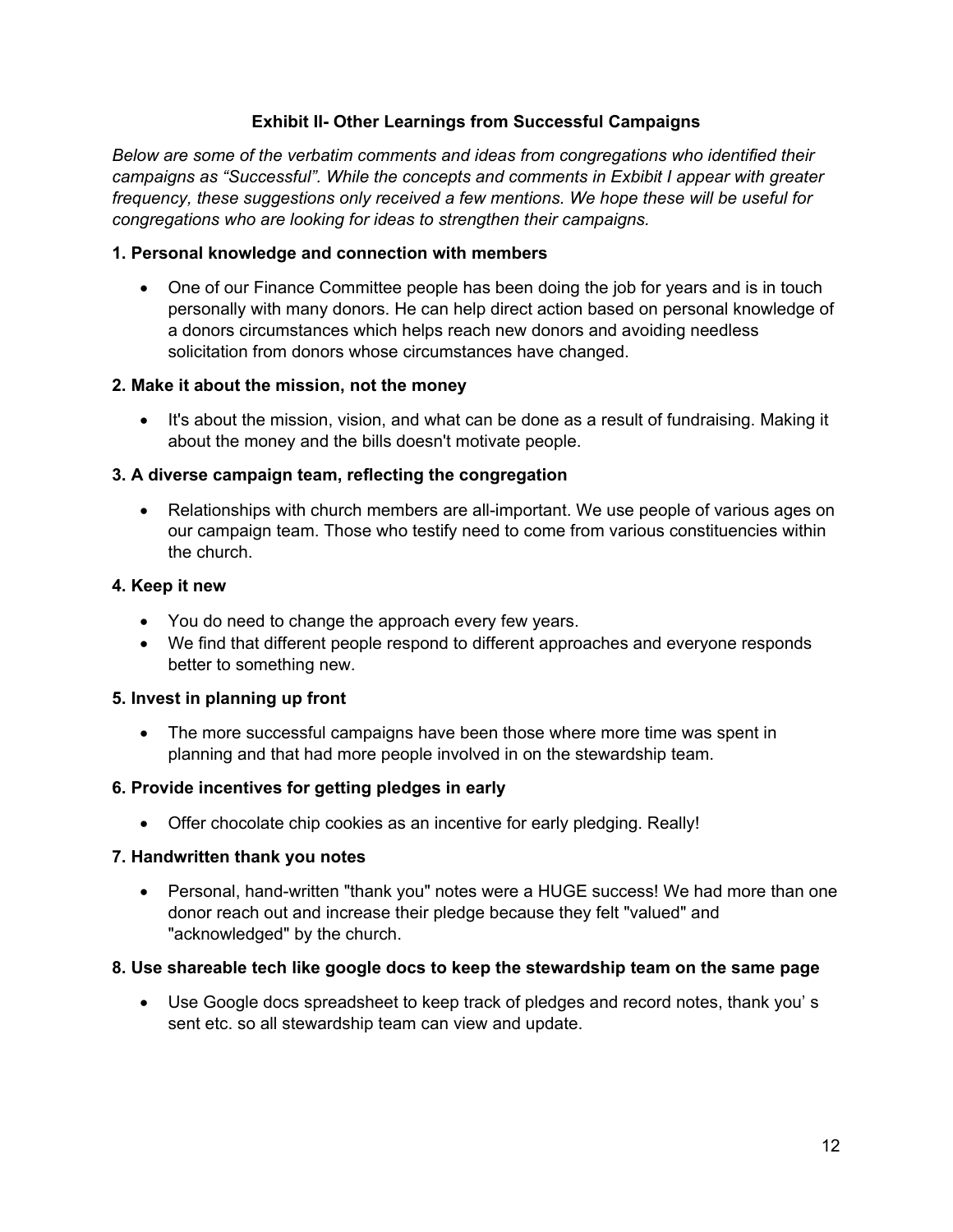## Exhibit II- Other Learnings from Successful Campaigns

*Below are some of the verbatim comments and ideas from congregations who identified their campaigns as "Successful". While the concepts and comments in Exhibit I appear with greater frequency, these suggestions only received a few mentions. We hope these will be useful for congregations who are looking for ideas to strengthen their campaigns.*

### 1. Personal knowledge and connection with members

- One of our Finance Committee people has been doing the job for years and is in touch personally with many donors. He can help direct action based on personal knowledge of a donors circumstances which helps reach new donors and avoiding needless solicitation from donors whose circumstances have changed.

### 2. Make it about the mission, not the money

- It's about the mission, vision, and what can be done as a result of fundraising. Making it about the money and the bills doesn't motivate people.

### 3. A diverse campaign team, reflecting the congregation

- Relationships with church members are all-important. We use people of various ages on our campaign team. Those who testify need to come from various constituencies within the church.

### 4. Keep it new

- You do need to change the approach every few years.
- We find that different people respond to different approaches and everyone responds better to something new.

### 5. Invest in planning up front

- The more successful campaigns have been those where more time was spent in planning and that had more people involved in on the stewardship team.

### 6. Provide incentives for getting pledges in early

- Offer chocolate chip cookies as an incentive for early pledging. Really!

### 7. Handwritten thank you notes

- Personal, hand-written "thank you" notes were a HUGE success! We had more than one donor reach out and increase their pledge because they felt "valued" and "acknowledged" by the church.

### 8. Use shareable tech like google docs to keep the stewardship team on the same page

- Use Google docs spreadsheet to keep track of pledges and record notes, thank you' s sent etc. so all stewardship team can view and update.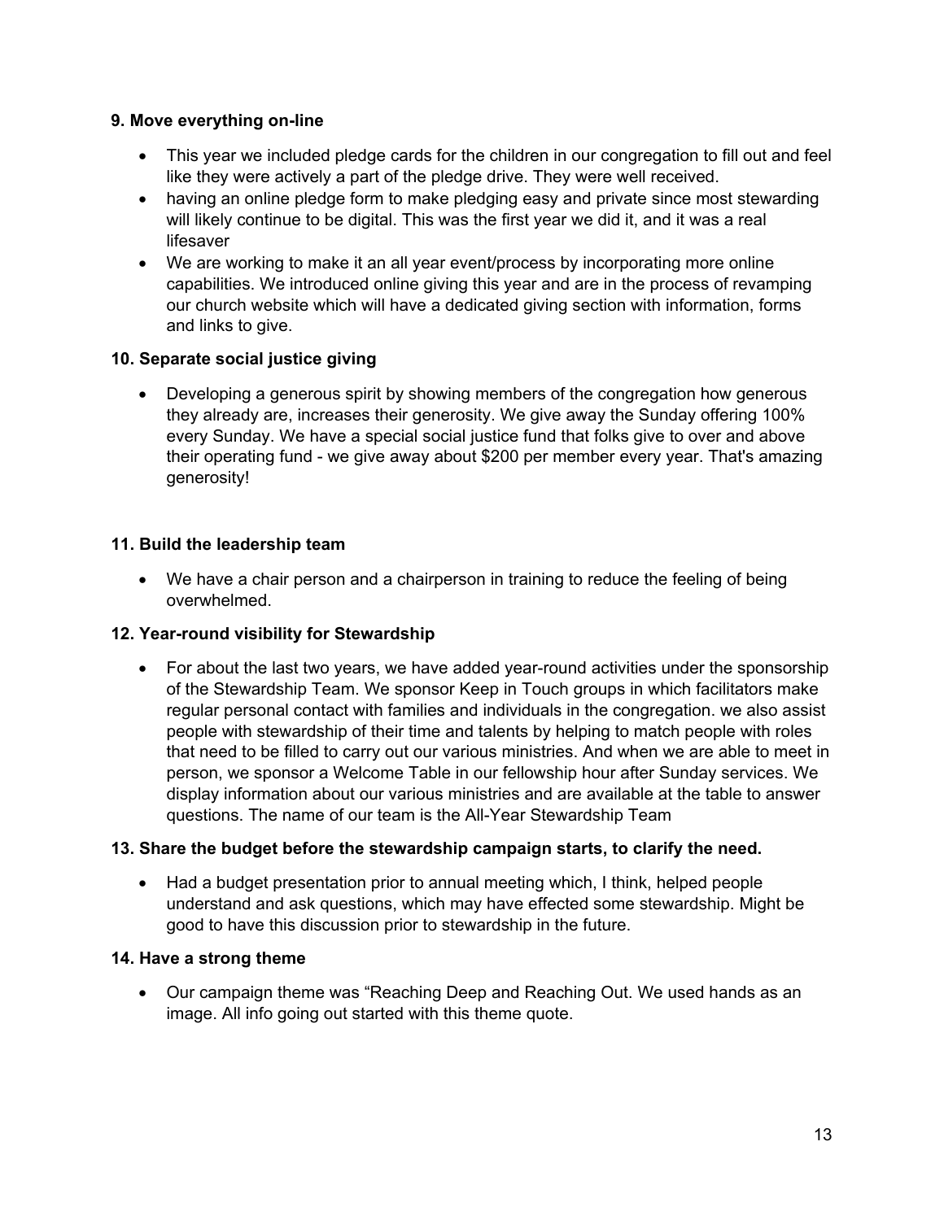**9. Move everything on-line**

- This year we included pledge cards for the children in our congregation to fill out and feel like they were actively a part of the pledge drive. They were well received.
- having an online pledge form to make pledging easy and private since most stewarding will likely continue to be digital. This was the first year we did it, and it was a real lifesaver
- We are working to make it an all year event/process by incorporating more online capabilities. We introduced online giving this year and are in the process of revamping our church website which will have a dedicated giving section with information, forms and links to give.

**10. Separate social justice giving**

- Developing a generous spirit by showing members of the congregation how generous they already are, increases their generosity. We give away the Sunday offering 100% every Sunday. We have a special social justice fund that folks give to over and above their operating fund - we give away about $200 per member every year. That's amazing generosity!

**11. Build the leadership team**

- We have a chair person and a chairperson in training to reduce the feeling of being overwhelmed.

**12. Year-round visibility for Stewardship**

- For about the last two years, we have added year-round activities under the sponsorship of the Stewardship Team. We sponsor Keep in Touch groups in which facilitators make regular personal contact with families and individuals in the congregation. we also assist people with stewardship of their time and talents by helping to match people with roles that need to be filled to carry out our various ministries. And when we are able to meet in person, we sponsor a Welcome Table in our fellowship hour after Sunday services. We display information about our various ministries and are available at the table to answer questions. The name of our team is the All-Year Stewardship Team

**13. Share the budget before the stewardship campaign starts, to clarify the need.**

- Had a budget presentation prior to annual meeting which, I think, helped people understand and ask questions, which may have effected some stewardship. Might be good to have this discussion prior to stewardship in the future.

**14. Have a strong theme**

- Our campaign theme was "Reaching Deep and Reaching Out. We used hands as an image. All info going out started with this theme quote.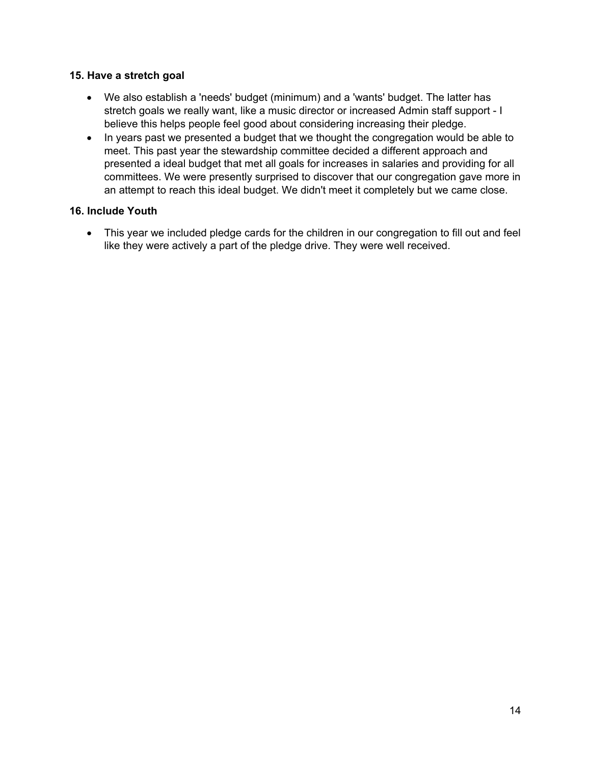**15. Have a stretch goal**

- We also establish a 'needs' budget (minimum) and a 'wants' budget. The latter has stretch goals we really want, like a music director or increased Admin staff support - I believe this helps people feel good about considering increasing their pledge.
- In years past we presented a budget that we thought the congregation would be able to meet. This past year the stewardship committee decided a different approach and presented a ideal budget that met all goals for increases in salaries and providing for all committees. We were presently surprised to discover that our congregation gave more in an attempt to reach this ideal budget. We didn't meet it completely but we came close.

**16. Include Youth**

- This year we included pledge cards for the children in our congregation to fill out and feel like they were actively a part of the pledge drive. They were well received.